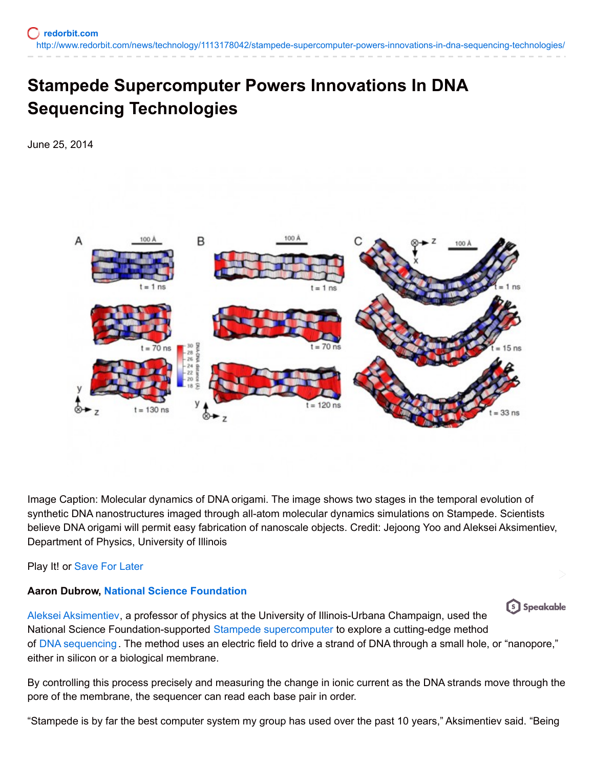redorbit.com
http://www.redorbit.com/news/technology/1113178042/stampede-supercomputer-powers-innovations-in-dna-sequencing-technologies/

# Stampede Supercomputer Powers Innovations In DNA Sequencing Technologies

June 25, 2014

Image Caption: Molecular dynamics of DNA origami. The image shows two stages in the temporal evolution of synthetic DNA nanostructures imaged through all-atom molecular dynamics simulations on Stampede. Scientists believe DNA origami will permit easy fabrication of nanoscale objects. Credit: Jejoong Yoo and Aleksei Aksimentiev, Department of Physics, University of Illinois

Play It! or Save For Later

**Aaron Dubrow, National Science Foundation**

Aleksei Aksimentiev, a professor of physics at the University of Illinois-Urbana Champaign, used the National Science Foundation-supported Stampede supercomputer to explore a cutting-edge method of DNA sequencing. The method uses an electric field to drive a strand of DNA through a small hole, or "nanopore," either in silicon or a biological membrane.

By controlling this process precisely and measuring the change in ionic current as the DNA strands move through the pore of the membrane, the sequencer can read each base pair in order.

"Stampede is by far the best computer system my group has used over the past 10 years," Aksimentiev said. "Being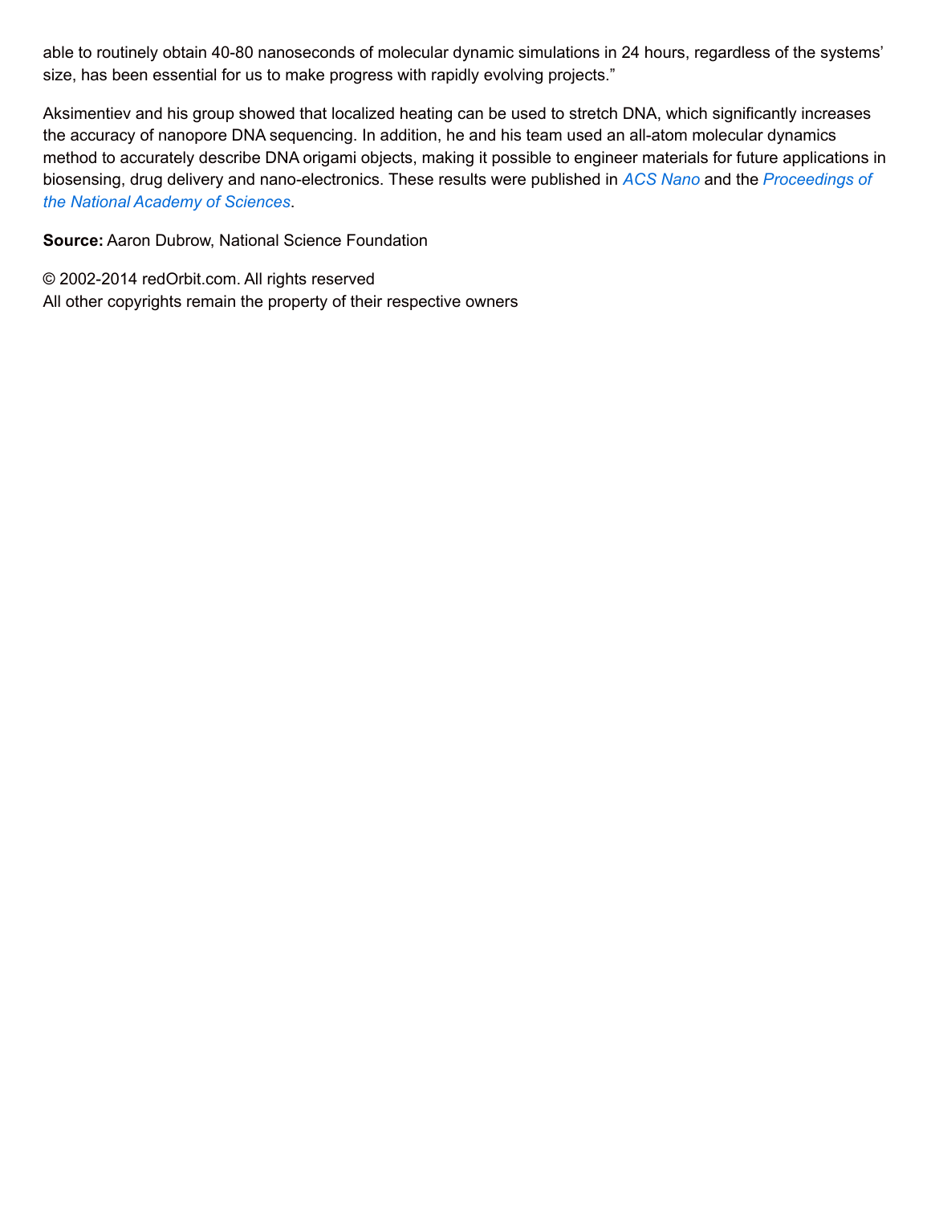able to routinely obtain 40-80 nanoseconds of molecular dynamic simulations in 24 hours, regardless of the systems' size, has been essential for us to make progress with rapidly evolving projects."

Aksimentiev and his group showed that localized heating can be used to stretch DNA, which significantly increases the accuracy of nanopore DNA sequencing. In addition, he and his team used an all-atom molecular dynamics method to accurately describe DNA origami objects, making it possible to engineer materials for future applications in biosensing, drug delivery and nano-electronics. These results were published in *ACS Nano* and the *Proceedings of the National Academy of Sciences*.

**Source:** Aaron Dubrow, National Science Foundation

© 2002-2014 redOrbit.com. All rights reserved
All other copyrights remain the property of their respective owners